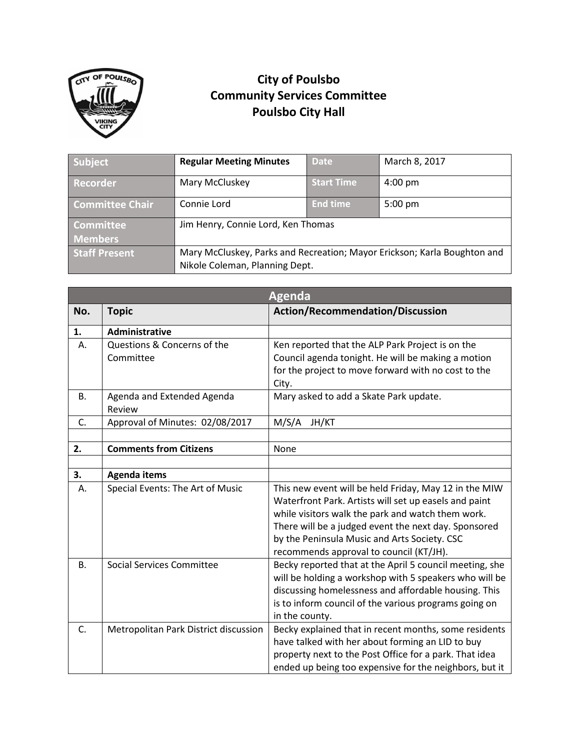# City of Poulsbo
## Community Services Committee
## Poulsbo City Hall

| Subject | Regular Meeting Minutes | Date | March 8, 2017 |
|---|---|---|---|
| Recorder | Mary McCluskey | Start Time | 4:00 pm |
| Committee Chair | Connie Lord | End time | 5:00 pm |
| Committee Members | Jim Henry, Connie Lord, Ken Thomas | | |
| Staff Present | Mary McCluskey, Parks and Recreation; Mayor Erickson; Karla Boughton and Nikole Coleman, Planning Dept. | | |

| Agenda | | |
|---|---|---|
| **No.** | **Topic** | **Action/Recommendation/Discussion** |
| **1.** | **Administrative** | |
| A. | Questions & Concerns of the Committee | Ken reported that the ALP Park Project is on the Council agenda tonight. He will be making a motion for the project to move forward with no cost to the City. |
| B. | Agenda and Extended Agenda Review | Mary asked to add a Skate Park update. |
| C. | Approval of Minutes: 02/08/2017 | M/S/A JH/KT |
| | | |
| **2.** | **Comments from Citizens** | None |
| | | |
| **3.** | **Agenda items** | |
| A. | Special Events: The Art of Music | This new event will be held Friday, May 12 in the MIW Waterfront Park. Artists will set up easels and paint while visitors walk the park and watch them work. There will be a judged event the next day. Sponsored by the Peninsula Music and Arts Society. CSC recommends approval to council (KT/JH). |
| B. | Social Services Committee | Becky reported that at the April 5 council meeting, she will be holding a workshop with 5 speakers who will be discussing homelessness and affordable housing. This is to inform council of the various programs going on in the county. |
| C. | Metropolitan Park District discussion | Becky explained that in recent months, some residents have talked with her about forming an LID to buy property next to the Post Office for a park. That idea ended up being too expensive for the neighbors, but it |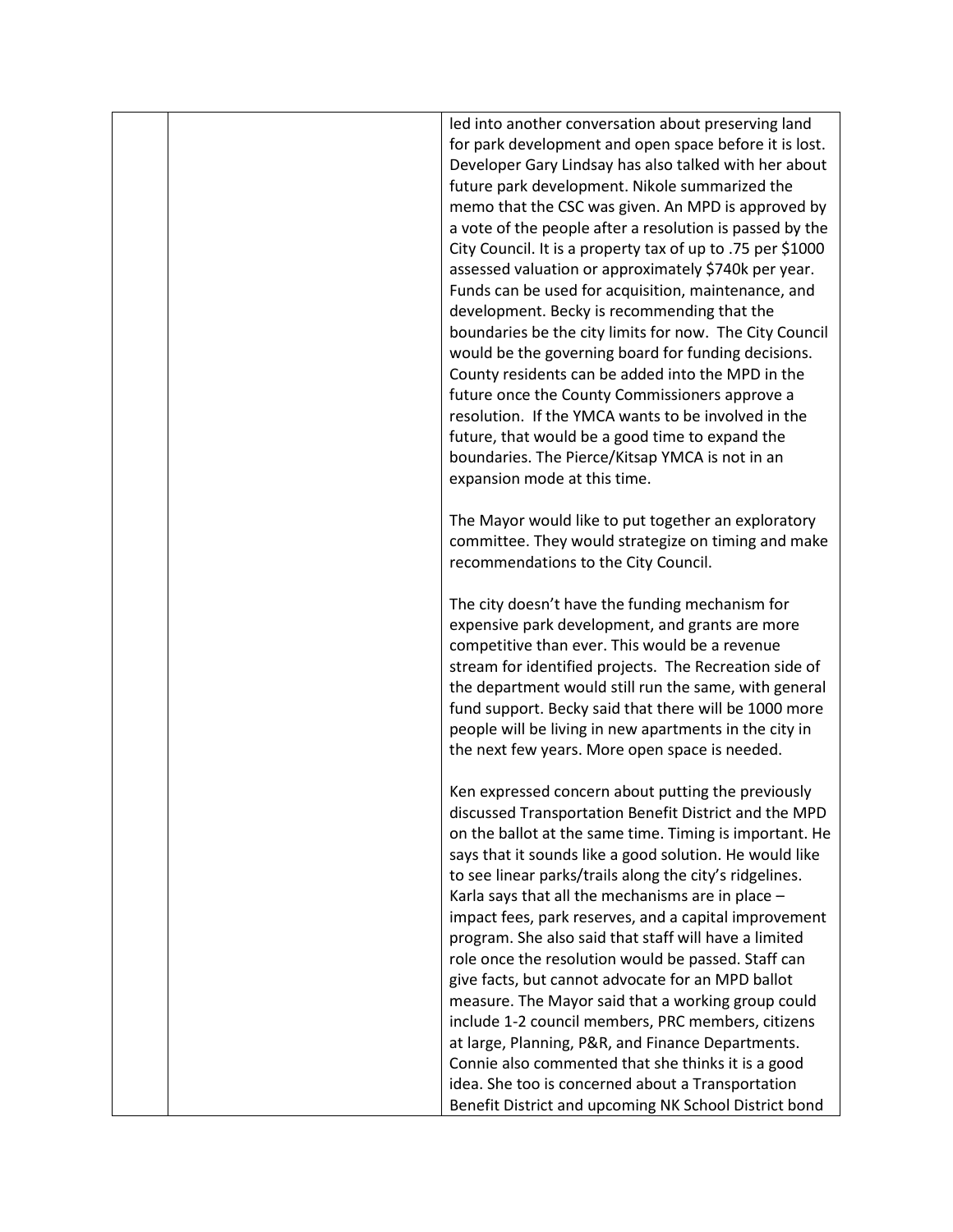| | | |
|---|---|---|
| | | led into another conversation about preserving land for park development and open space before it is lost. Developer Gary Lindsay has also talked with her about future park development. Nikole summarized the memo that the CSC was given. An MPD is approved by a vote of the people after a resolution is passed by the City Council. It is a property tax of up to .75 per $1000 assessed valuation or approximately $740k per year. Funds can be used for acquisition, maintenance, and development. Becky is recommending that the boundaries be the city limits for now. The City Council would be the governing board for funding decisions. County residents can be added into the MPD in the future once the County Commissioners approve a resolution. If the YMCA wants to be involved in the future, that would be a good time to expand the boundaries. The Pierce/Kitsap YMCA is not in an expansion mode at this time.<br><br>The Mayor would like to put together an exploratory committee. They would strategize on timing and make recommendations to the City Council.<br><br>The city doesn't have the funding mechanism for expensive park development, and grants are more competitive than ever. This would be a revenue stream for identified projects. The Recreation side of the department would still run the same, with general fund support. Becky said that there will be 1000 more people will be living in new apartments in the city in the next few years. More open space is needed.<br><br>Ken expressed concern about putting the previously discussed Transportation Benefit District and the MPD on the ballot at the same time. Timing is important. He says that it sounds like a good solution. He would like to see linear parks/trails along the city's ridgelines. Karla says that all the mechanisms are in place – impact fees, park reserves, and a capital improvement program. She also said that staff will have a limited role once the resolution would be passed. Staff can give facts, but cannot advocate for an MPD ballot measure. The Mayor said that a working group could include 1-2 council members, PRC members, citizens at large, Planning, P&R, and Finance Departments. Connie also commented that she thinks it is a good idea. She too is concerned about a Transportation Benefit District and upcoming NK School District bond |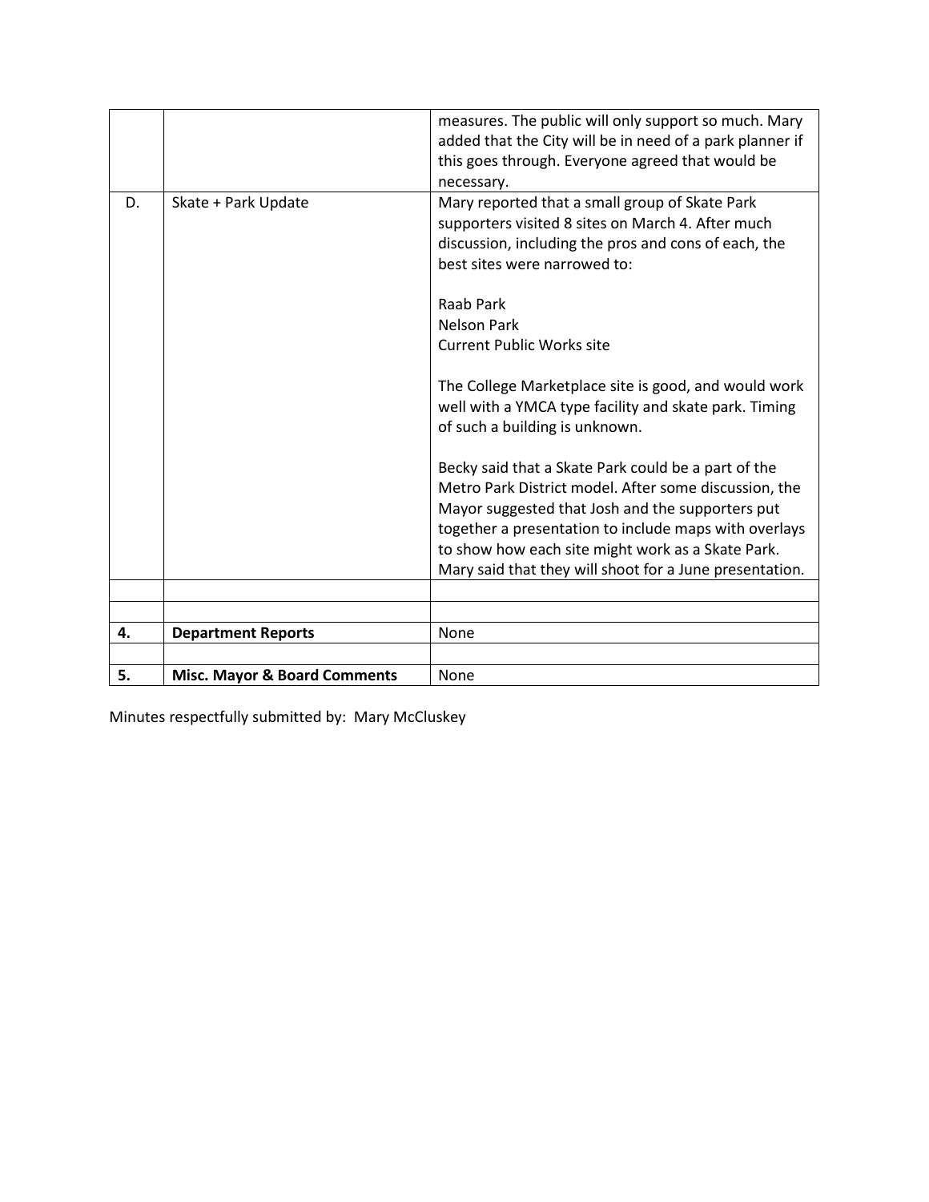| | | |
|---|---|---|
| | | measures. The public will only support so much. Mary added that the City will be in need of a park planner if this goes through. Everyone agreed that would be necessary. |
| D. | Skate + Park Update | Mary reported that a small group of Skate Park supporters visited 8 sites on March 4. After much discussion, including the pros and cons of each, the best sites were narrowed to:<br><br>Raab Park<br>Nelson Park<br>Current Public Works site<br><br>The College Marketplace site is good, and would work well with a YMCA type facility and skate park. Timing of such a building is unknown.<br><br>Becky said that a Skate Park could be a part of the Metro Park District model. After some discussion, the Mayor suggested that Josh and the supporters put together a presentation to include maps with overlays to show how each site might work as a Skate Park. Mary said that they will shoot for a June presentation. |
| | | |
| | | |
| **4.** | **Department Reports** | None |
| | | |
| **5.** | **Misc. Mayor & Board Comments** | None |

Minutes respectfully submitted by: Mary McCluskey